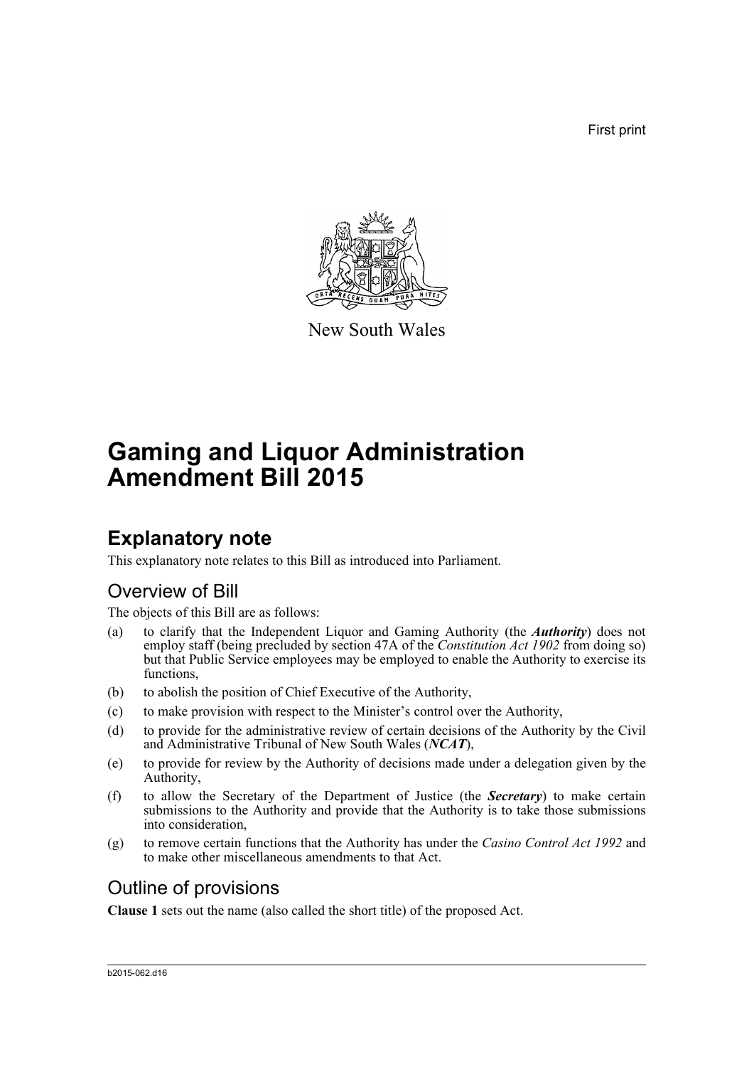First print

New South Wales

# Gaming and Liquor Administration Amendment Bill 2015

## Explanatory note

This explanatory note relates to this Bill as introduced into Parliament.

### Overview of Bill

The objects of this Bill are as follows:

(a) to clarify that the Independent Liquor and Gaming Authority (the ***Authority***) does not employ staff (being precluded by section 47A of the *Constitution Act 1902* from doing so) but that Public Service employees may be employed to enable the Authority to exercise its functions,

(b) to abolish the position of Chief Executive of the Authority,

(c) to make provision with respect to the Minister's control over the Authority,

(d) to provide for the administrative review of certain decisions of the Authority by the Civil and Administrative Tribunal of New South Wales (***NCAT***),

(e) to provide for review by the Authority of decisions made under a delegation given by the Authority,

(f) to allow the Secretary of the Department of Justice (the ***Secretary***) to make certain submissions to the Authority and provide that the Authority is to take those submissions into consideration,

(g) to remove certain functions that the Authority has under the *Casino Control Act 1992* and to make other miscellaneous amendments to that Act.

### Outline of provisions

**Clause 1** sets out the name (also called the short title) of the proposed Act.

b2015-062.d16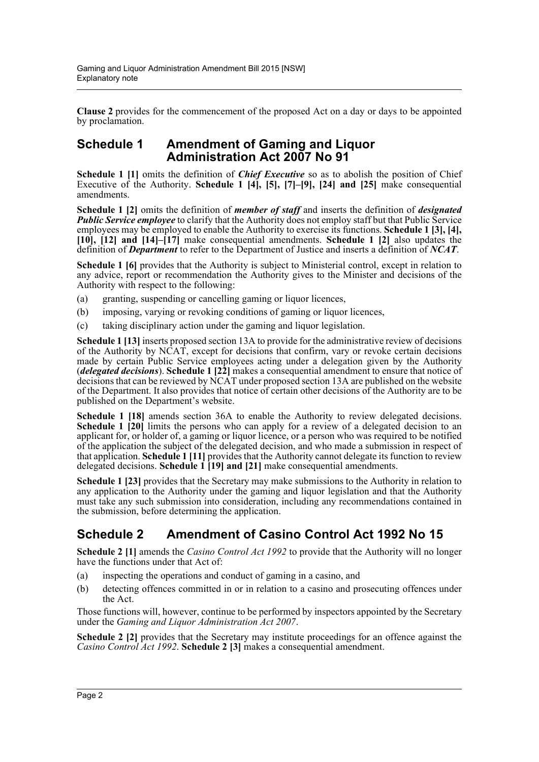**Clause 2** provides for the commencement of the proposed Act on a day or days to be appointed by proclamation.

## Schedule 1 Amendment of Gaming and Liquor Administration Act 2007 No 91

**Schedule 1 [1]** omits the definition of ***Chief Executive*** so as to abolish the position of Chief Executive of the Authority. **Schedule 1 [4], [5], [7]–[9], [24] and [25]** make consequential amendments.

**Schedule 1 [2]** omits the definition of ***member of staff*** and inserts the definition of ***designated Public Service employee*** to clarify that the Authority does not employ staff but that Public Service employees may be employed to enable the Authority to exercise its functions. **Schedule 1 [3], [4], [10], [12] and [14]–[17]** make consequential amendments. **Schedule 1 [2]** also updates the definition of ***Department*** to refer to the Department of Justice and inserts a definition of ***NCAT***.

**Schedule 1 [6]** provides that the Authority is subject to Ministerial control, except in relation to any advice, report or recommendation the Authority gives to the Minister and decisions of the Authority with respect to the following:

(a) granting, suspending or cancelling gaming or liquor licences,

(b) imposing, varying or revoking conditions of gaming or liquor licences,

(c) taking disciplinary action under the gaming and liquor legislation.

**Schedule 1 [13]** inserts proposed section 13A to provide for the administrative review of decisions of the Authority by NCAT, except for decisions that confirm, vary or revoke certain decisions made by certain Public Service employees acting under a delegation given by the Authority (***delegated decisions***). **Schedule 1 [22]** makes a consequential amendment to ensure that notice of decisions that can be reviewed by NCAT under proposed section 13A are published on the website of the Department. It also provides that notice of certain other decisions of the Authority are to be published on the Department's website.

**Schedule 1 [18]** amends section 36A to enable the Authority to review delegated decisions. **Schedule 1 [20]** limits the persons who can apply for a review of a delegated decision to an applicant for, or holder of, a gaming or liquor licence, or a person who was required to be notified of the application the subject of the delegated decision, and who made a submission in respect of that application. **Schedule 1 [11]** provides that the Authority cannot delegate its function to review delegated decisions. **Schedule 1 [19] and [21]** make consequential amendments.

**Schedule 1 [23]** provides that the Secretary may make submissions to the Authority in relation to any application to the Authority under the gaming and liquor legislation and that the Authority must take any such submission into consideration, including any recommendations contained in the submission, before determining the application.

## Schedule 2 Amendment of Casino Control Act 1992 No 15

**Schedule 2 [1]** amends the *Casino Control Act 1992* to provide that the Authority will no longer have the functions under that Act of:

(a) inspecting the operations and conduct of gaming in a casino, and

(b) detecting offences committed in or in relation to a casino and prosecuting offences under the Act.

Those functions will, however, continue to be performed by inspectors appointed by the Secretary under the *Gaming and Liquor Administration Act 2007*.

**Schedule 2 [2]** provides that the Secretary may institute proceedings for an offence against the *Casino Control Act 1992*. **Schedule 2 [3]** makes a consequential amendment.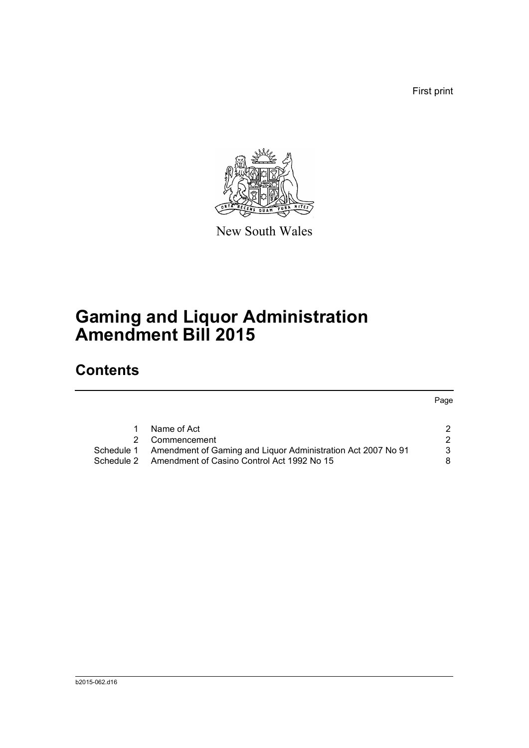First print

New South Wales

# Gaming and Liquor Administration Amendment Bill 2015

## Contents

| | | Page |
|---|---|---|
| 1 | Name of Act | 2 |
| 2 | Commencement | 2 |
| Schedule 1 | Amendment of Gaming and Liquor Administration Act 2007 No 91 | 3 |
| Schedule 2 | Amendment of Casino Control Act 1992 No 15 | 8 |

b2015-062.d16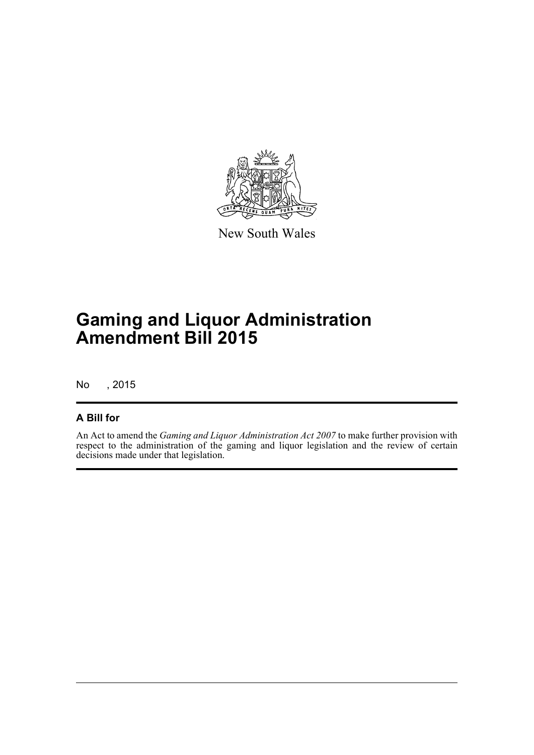New South Wales

# Gaming and Liquor Administration Amendment Bill 2015

No , 2015

## A Bill for

An Act to amend the *Gaming and Liquor Administration Act 2007* to make further provision with respect to the administration of the gaming and liquor legislation and the review of certain decisions made under that legislation.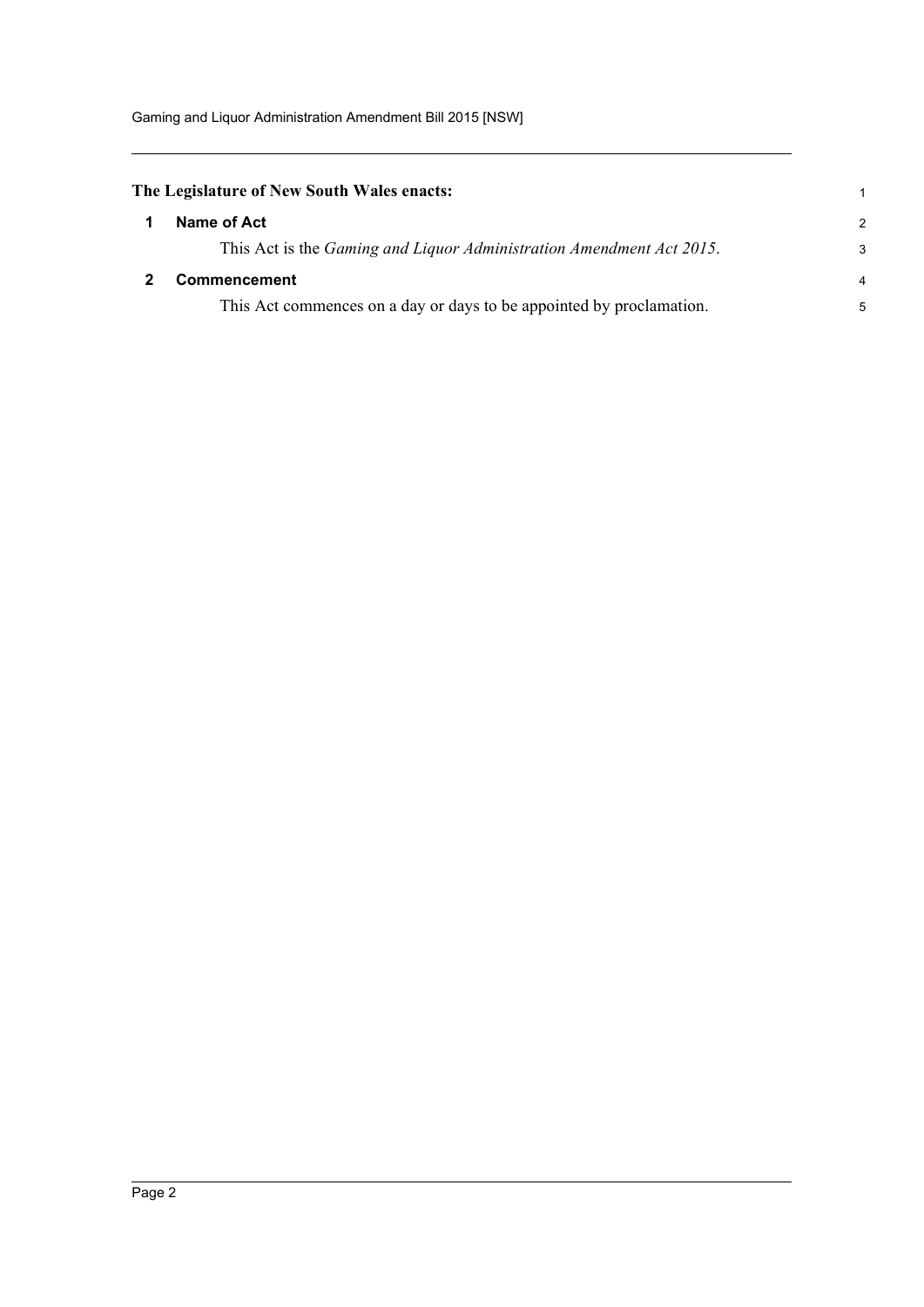**The Legislature of New South Wales enacts:**

### 1 Name of Act

This Act is the *Gaming and Liquor Administration Amendment Act 2015*.

### 2 Commencement

This Act commences on a day or days to be appointed by proclamation.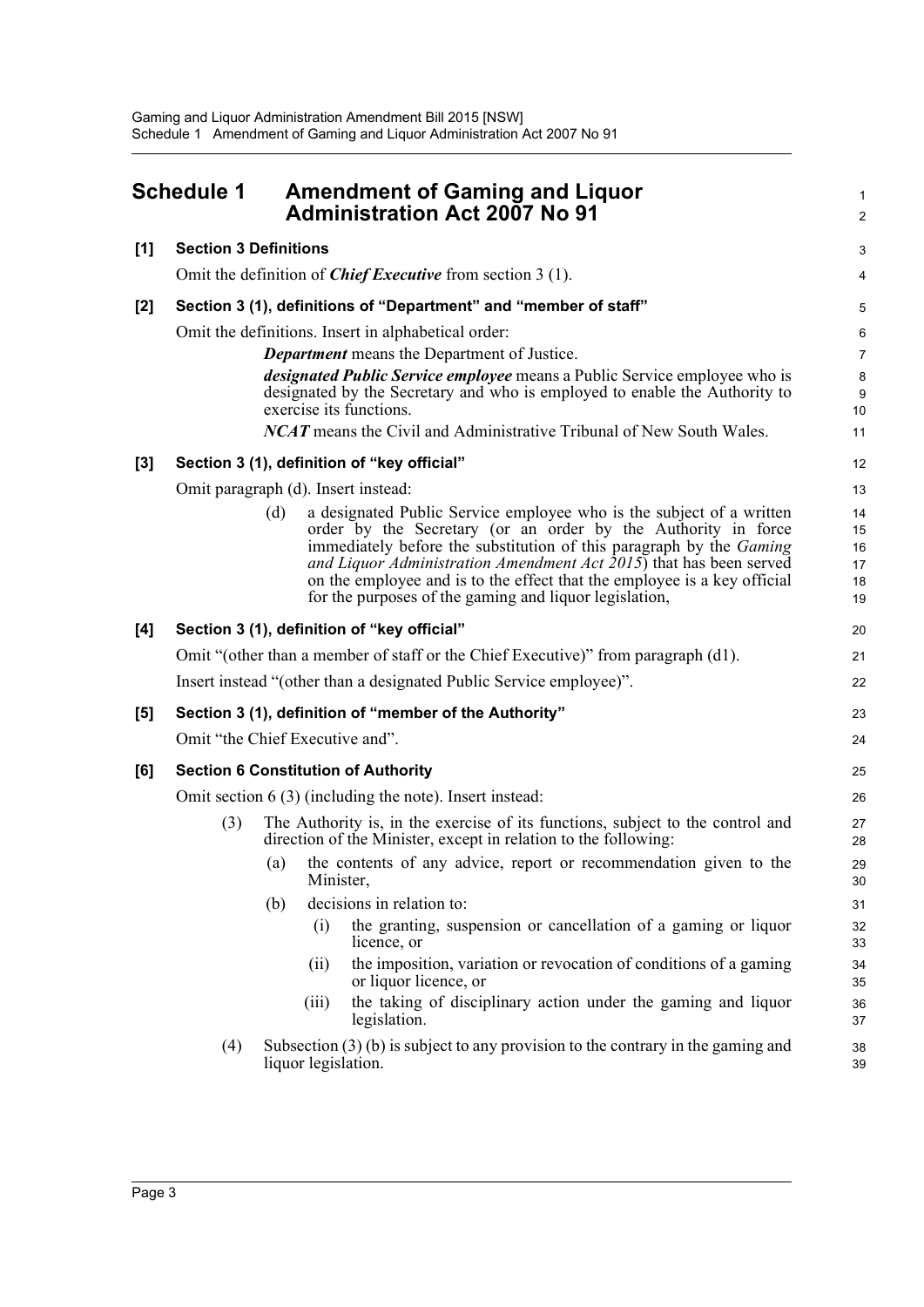## Schedule 1 Amendment of Gaming and Liquor Administration Act 2007 No 91

**[1] Section 3 Definitions**

Omit the definition of ***Chief Executive*** from section 3 (1).

**[2] Section 3 (1), definitions of "Department" and "member of staff"**

Omit the definitions. Insert in alphabetical order:

> ***Department*** means the Department of Justice.
>
> ***designated Public Service employee*** means a Public Service employee who is designated by the Secretary and who is employed to enable the Authority to exercise its functions.
>
> ***NCAT*** means the Civil and Administrative Tribunal of New South Wales.

**[3] Section 3 (1), definition of "key official"**

Omit paragraph (d). Insert instead:

> (d) a designated Public Service employee who is the subject of a written order by the Secretary (or an order by the Authority in force immediately before the substitution of this paragraph by the *Gaming and Liquor Administration Amendment Act 2015*) that has been served on the employee and is to the effect that the employee is a key official for the purposes of the gaming and liquor legislation,

**[4] Section 3 (1), definition of "key official"**

Omit "(other than a member of staff or the Chief Executive)" from paragraph (d1).

Insert instead "(other than a designated Public Service employee)".

**[5] Section 3 (1), definition of "member of the Authority"**

Omit "the Chief Executive and".

**[6] Section 6 Constitution of Authority**

Omit section 6 (3) (including the note). Insert instead:

> (3) The Authority is, in the exercise of its functions, subject to the control and direction of the Minister, except in relation to the following:
>
> (a) the contents of any advice, report or recommendation given to the Minister,
>
> (b) decisions in relation to:
>
> (i) the granting, suspension or cancellation of a gaming or liquor licence, or
>
> (ii) the imposition, variation or revocation of conditions of a gaming or liquor licence, or
>
> (iii) the taking of disciplinary action under the gaming and liquor legislation.
>
> (4) Subsection (3) (b) is subject to any provision to the contrary in the gaming and liquor legislation.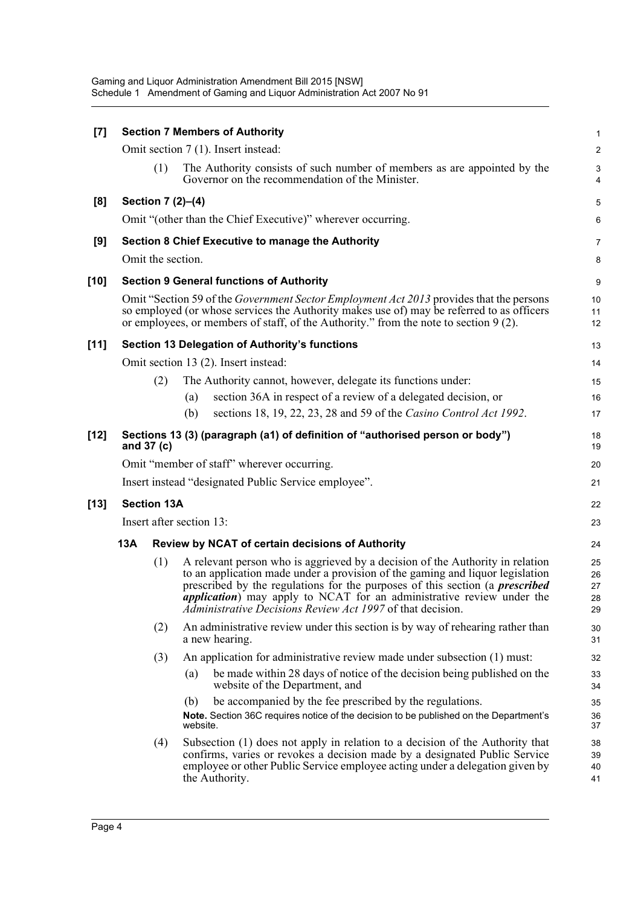**[7] Section 7 Members of Authority**

Omit section 7 (1). Insert instead:

(1) The Authority consists of such number of members as are appointed by the Governor on the recommendation of the Minister.

**[8] Section 7 (2)–(4)**

Omit "(other than the Chief Executive)" wherever occurring.

**[9] Section 8 Chief Executive to manage the Authority**

Omit the section.

**[10] Section 9 General functions of Authority**

Omit "Section 59 of the *Government Sector Employment Act 2013* provides that the persons so employed (or whose services the Authority makes use of) may be referred to as officers or employees, or members of staff, of the Authority." from the note to section 9 (2).

**[11] Section 13 Delegation of Authority's functions**

Omit section 13 (2). Insert instead:

(2) The Authority cannot, however, delegate its functions under:

(a) section 36A in respect of a review of a delegated decision, or

(b) sections 18, 19, 22, 23, 28 and 59 of the *Casino Control Act 1992*.

**[12] Sections 13 (3) (paragraph (a1) of definition of "authorised person or body") and 37 (c)**

Omit "member of staff" wherever occurring.

Insert instead "designated Public Service employee".

**[13] Section 13A**

Insert after section 13:

**13A Review by NCAT of certain decisions of Authority**

(1) A relevant person who is aggrieved by a decision of the Authority in relation to an application made under a provision of the gaming and liquor legislation prescribed by the regulations for the purposes of this section (a ***prescribed application***) may apply to NCAT for an administrative review under the *Administrative Decisions Review Act 1997* of that decision.

(2) An administrative review under this section is by way of rehearing rather than a new hearing.

(3) An application for administrative review made under subsection (1) must:

(a) be made within 28 days of notice of the decision being published on the website of the Department, and

(b) be accompanied by the fee prescribed by the regulations.

**Note.** Section 36C requires notice of the decision to be published on the Department's website.

(4) Subsection (1) does not apply in relation to a decision of the Authority that confirms, varies or revokes a decision made by a designated Public Service employee or other Public Service employee acting under a delegation given by the Authority.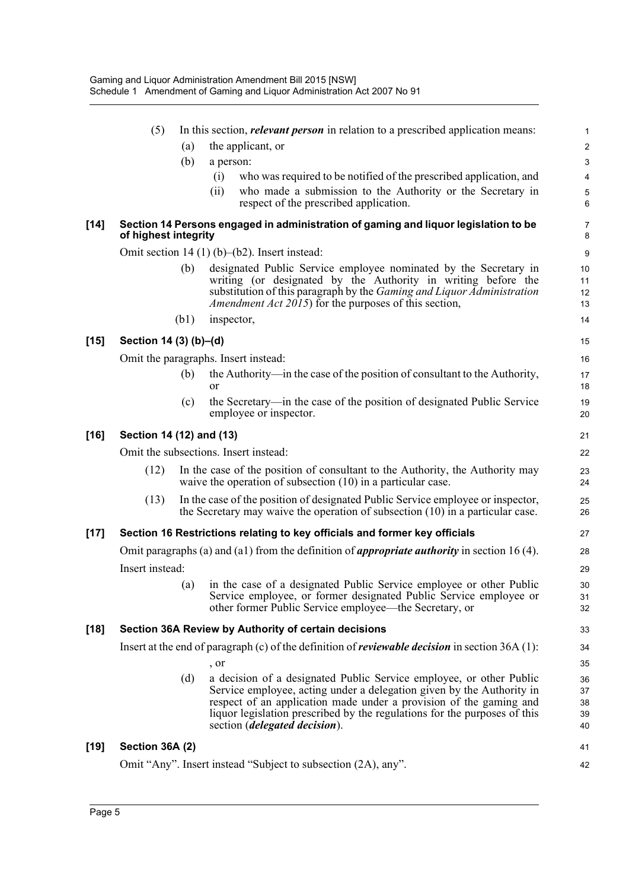(5) In this section, ***relevant person*** in relation to a prescribed application means:

(a) the applicant, or

(b) a person:

(i) who was required to be notified of the prescribed application, and

(ii) who made a submission to the Authority or the Secretary in respect of the prescribed application.

### [14] Section 14 Persons engaged in administration of gaming and liquor legislation to be of highest integrity

Omit section 14 (1) (b)–(b2). Insert instead:

(b) designated Public Service employee nominated by the Secretary in writing (or designated by the Authority in writing before the substitution of this paragraph by the *Gaming and Liquor Administration Amendment Act 2015*) for the purposes of this section,

(b1) inspector,

### [15] Section 14 (3) (b)–(d)

Omit the paragraphs. Insert instead:

(b) the Authority—in the case of the position of consultant to the Authority, or

(c) the Secretary—in the case of the position of designated Public Service employee or inspector.

### [16] Section 14 (12) and (13)

Omit the subsections. Insert instead:

(12) In the case of the position of consultant to the Authority, the Authority may waive the operation of subsection (10) in a particular case.

(13) In the case of the position of designated Public Service employee or inspector, the Secretary may waive the operation of subsection (10) in a particular case.

### [17] Section 16 Restrictions relating to key officials and former key officials

Omit paragraphs (a) and (a1) from the definition of ***appropriate authority*** in section 16 (4).

Insert instead:

(a) in the case of a designated Public Service employee or other Public Service employee, or former designated Public Service employee or other former Public Service employee—the Secretary, or

### [18] Section 36A Review by Authority of certain decisions

Insert at the end of paragraph (c) of the definition of ***reviewable decision*** in section 36A (1):

, or

(d) a decision of a designated Public Service employee, or other Public Service employee, acting under a delegation given by the Authority in respect of an application made under a provision of the gaming and liquor legislation prescribed by the regulations for the purposes of this section (***delegated decision***).

### [19] Section 36A (2)

Omit "Any". Insert instead "Subject to subsection (2A), any".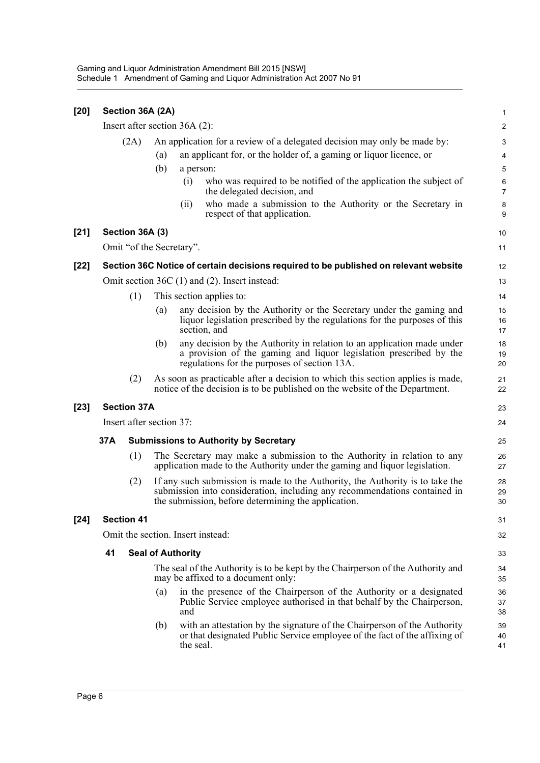**[20] Section 36A (2A)**

Insert after section 36A (2):

(2A) An application for a review of a delegated decision may only be made by:

(a) an applicant for, or the holder of, a gaming or liquor licence, or

(b) a person:

(i) who was required to be notified of the application the subject of the delegated decision, and

(ii) who made a submission to the Authority or the Secretary in respect of that application.

**[21] Section 36A (3)**

Omit "of the Secretary".

**[22] Section 36C Notice of certain decisions required to be published on relevant website**

Omit section 36C (1) and (2). Insert instead:

(1) This section applies to:

(a) any decision by the Authority or the Secretary under the gaming and liquor legislation prescribed by the regulations for the purposes of this section, and

(b) any decision by the Authority in relation to an application made under a provision of the gaming and liquor legislation prescribed by the regulations for the purposes of section 13A.

(2) As soon as practicable after a decision to which this section applies is made, notice of the decision is to be published on the website of the Department.

**[23] Section 37A**

Insert after section 37:

**37A Submissions to Authority by Secretary**

(1) The Secretary may make a submission to the Authority in relation to any application made to the Authority under the gaming and liquor legislation.

(2) If any such submission is made to the Authority, the Authority is to take the submission into consideration, including any recommendations contained in the submission, before determining the application.

**[24] Section 41**

Omit the section. Insert instead:

**41 Seal of Authority**

The seal of the Authority is to be kept by the Chairperson of the Authority and may be affixed to a document only:

(a) in the presence of the Chairperson of the Authority or a designated Public Service employee authorised in that behalf by the Chairperson, and

(b) with an attestation by the signature of the Chairperson of the Authority or that designated Public Service employee of the fact of the affixing of the seal.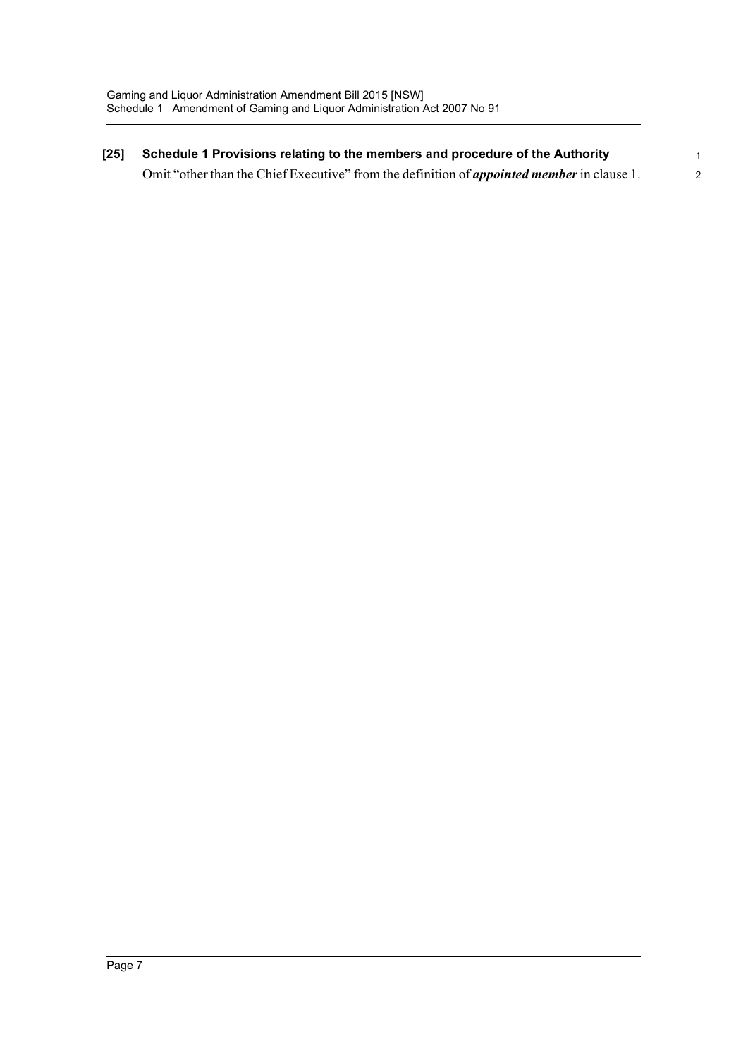**[25] Schedule 1 Provisions relating to the members and procedure of the Authority**

Omit "other than the Chief Executive" from the definition of ***appointed member*** in clause 1.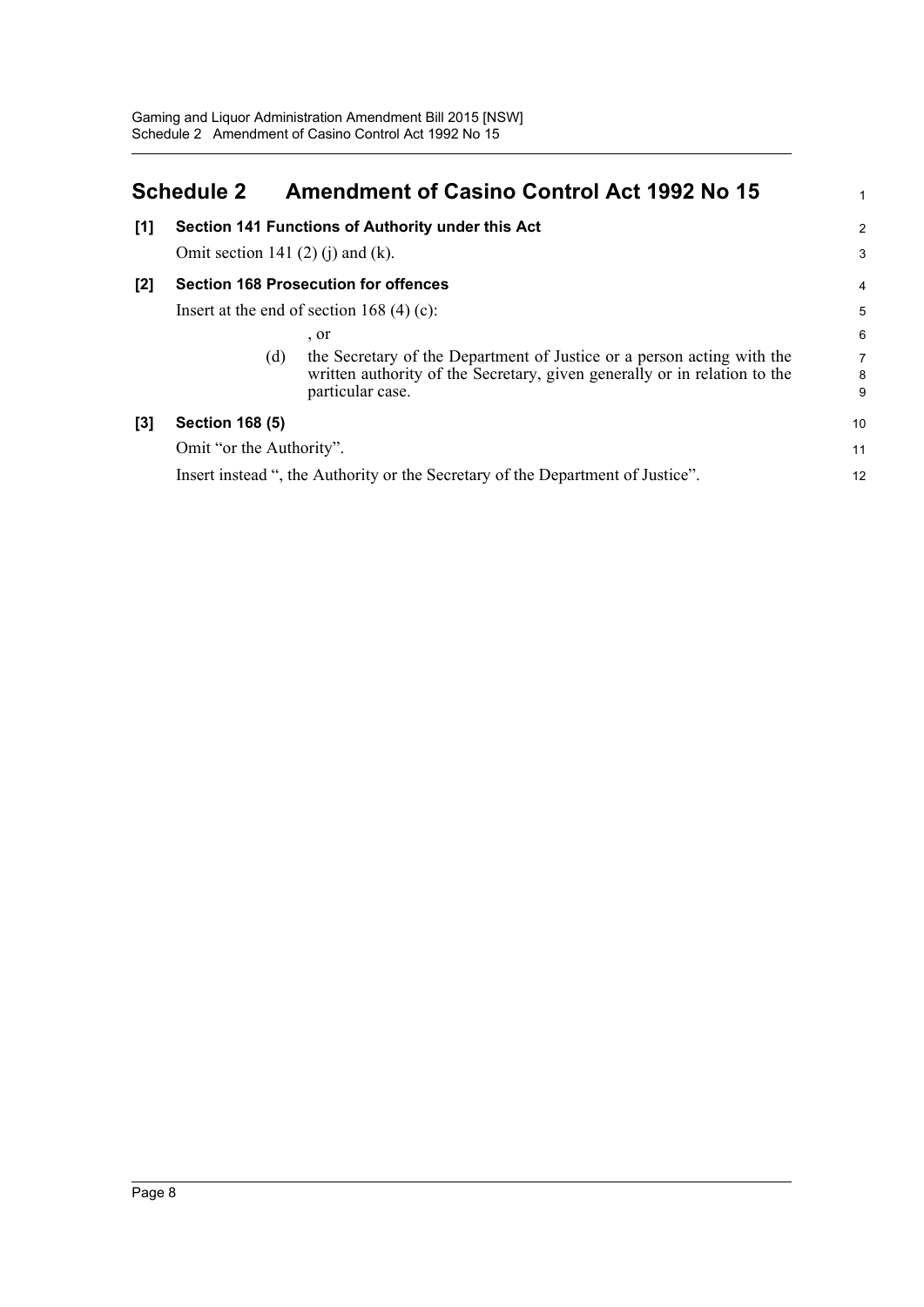## Schedule 2 Amendment of Casino Control Act 1992 No 15

**[1] Section 141 Functions of Authority under this Act**

Omit section 141 (2) (j) and (k).

**[2] Section 168 Prosecution for offences**

Insert at the end of section 168 (4) (c):

, or

(d) the Secretary of the Department of Justice or a person acting with the written authority of the Secretary, given generally or in relation to the particular case.

**[3] Section 168 (5)**

Omit "or the Authority".

Insert instead ", the Authority or the Secretary of the Department of Justice".